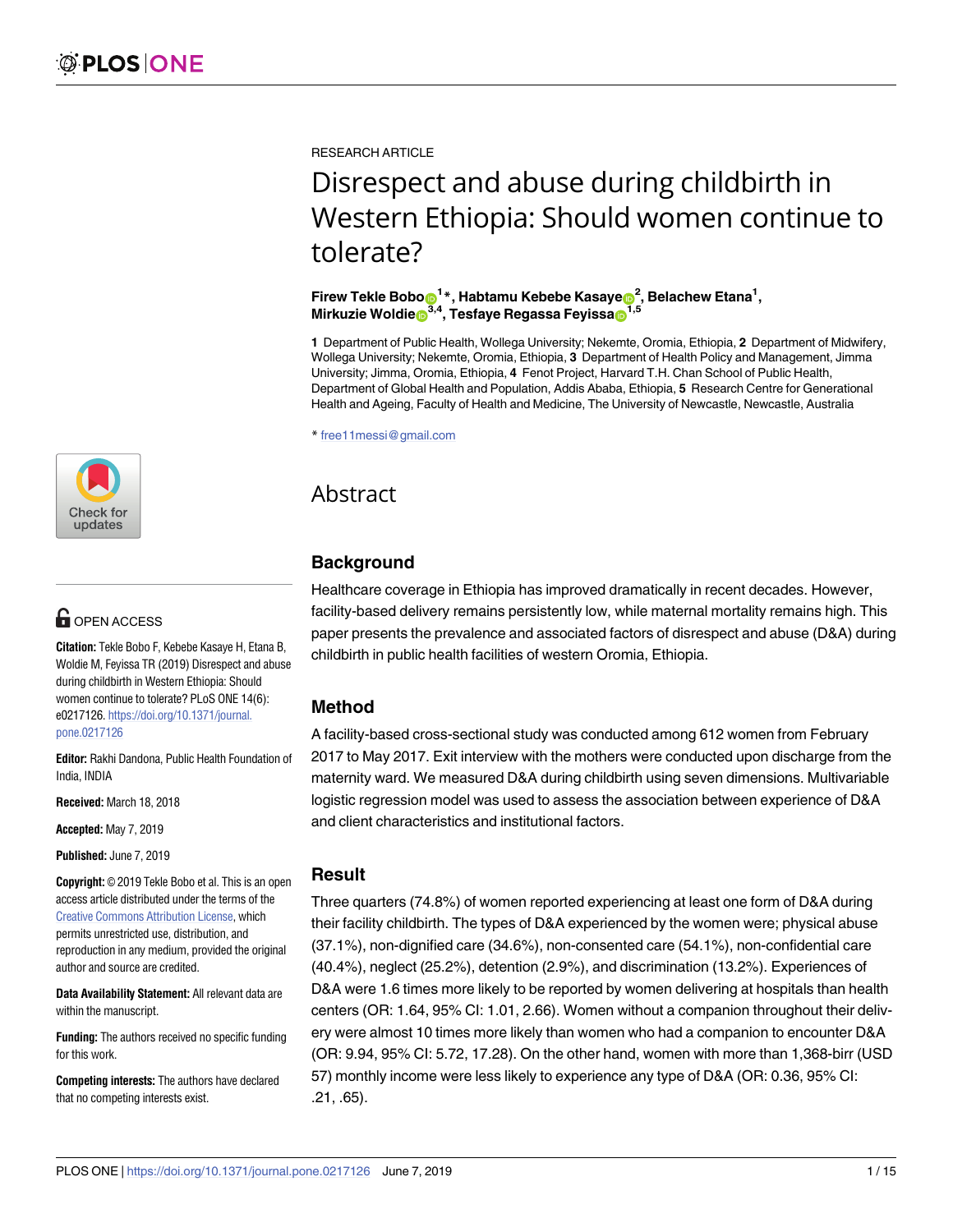RESEARCH ARTICLE

# Disrespect and abuse during childbirth in Western Ethiopia: Should women continue to tolerate?

**Firew Tekle Bobo[1]*, Habtamu Kebebe Kasaye[2], Belachew Etana[1], Mirkuzie Woldie[3,4], Tesfaye Regassa Feyissa[1,5]**

**1** Department of Public Health, Wollega University; Nekemte, Oromia, Ethiopia, **2** Department of Midwifery, Wollega University; Nekemte, Oromia, Ethiopia, **3** Department of Health Policy and Management, Jimma University; Jimma, Oromia, Ethiopia, **4** Fenot Project, Harvard T.H. Chan School of Public Health, Department of Global Health and Population, Addis Ababa, Ethiopia, **5** Research Centre for Generational Health and Ageing, Faculty of Health and Medicine, The University of Newcastle, Newcastle, Australia

* free11messi@gmail.com

OPEN ACCESS

**Citation:** Tekle Bobo F, Kebebe Kasaye H, Etana B, Woldie M, Feyissa TR (2019) Disrespect and abuse during childbirth in Western Ethiopia: Should women continue to tolerate? PLoS ONE 14(6): e0217126. https://doi.org/10.1371/journal.pone.0217126

**Editor:** Rakhi Dandona, Public Health Foundation of India, INDIA

**Received:** March 18, 2018

**Accepted:** May 7, 2019

**Published:** June 7, 2019

**Copyright:** © 2019 Tekle Bobo et al. This is an open access article distributed under the terms of the Creative Commons Attribution License, which permits unrestricted use, distribution, and reproduction in any medium, provided the original author and source are credited.

**Data Availability Statement:** All relevant data are within the manuscript.

**Funding:** The authors received no specific funding for this work.

**Competing interests:** The authors have declared that no competing interests exist.

## Abstract

### Background

Healthcare coverage in Ethiopia has improved dramatically in recent decades. However, facility-based delivery remains persistently low, while maternal mortality remains high. This paper presents the prevalence and associated factors of disrespect and abuse (D&A) during childbirth in public health facilities of western Oromia, Ethiopia.

### Method

A facility-based cross-sectional study was conducted among 612 women from February 2017 to May 2017. Exit interview with the mothers were conducted upon discharge from the maternity ward. We measured D&A during childbirth using seven dimensions. Multivariable logistic regression model was used to assess the association between experience of D&A and client characteristics and institutional factors.

### Result

Three quarters (74.8%) of women reported experiencing at least one form of D&A during their facility childbirth. The types of D&A experienced by the women were; physical abuse (37.1%), non-dignified care (34.6%), non-consented care (54.1%), non-confidential care (40.4%), neglect (25.2%), detention (2.9%), and discrimination (13.2%). Experiences of D&A were 1.6 times more likely to be reported by women delivering at hospitals than health centers (OR: 1.64, 95% CI: 1.01, 2.66). Women without a companion throughout their delivery were almost 10 times more likely than women who had a companion to encounter D&A (OR: 9.94, 95% CI: 5.72, 17.28). On the other hand, women with more than 1,368-birr (USD 57) monthly income were less likely to experience any type of D&A (OR: 0.36, 95% CI: .21, .65).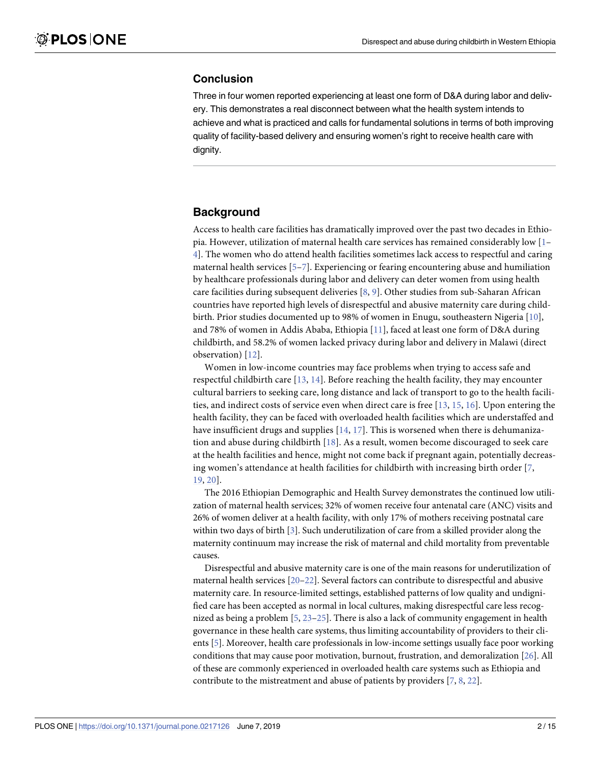## Conclusion

Three in four women reported experiencing at least one form of D&A during labor and delivery. This demonstrates a real disconnect between what the health system intends to achieve and what is practiced and calls for fundamental solutions in terms of both improving quality of facility-based delivery and ensuring women's right to receive health care with dignity.

## Background

Access to health care facilities has dramatically improved over the past two decades in Ethiopia. However, utilization of maternal health care services has remained considerably low [1–4]. The women who do attend health facilities sometimes lack access to respectful and caring maternal health services [5–7]. Experiencing or fearing encountering abuse and humiliation by healthcare professionals during labor and delivery can deter women from using health care facilities during subsequent deliveries [8, 9]. Other studies from sub-Saharan African countries have reported high levels of disrespectful and abusive maternity care during childbirth. Prior studies documented up to 98% of women in Enugu, southeastern Nigeria [10], and 78% of women in Addis Ababa, Ethiopia [11], faced at least one form of D&A during childbirth, and 58.2% of women lacked privacy during labor and delivery in Malawi (direct observation) [12].

Women in low-income countries may face problems when trying to access safe and respectful childbirth care [13, 14]. Before reaching the health facility, they may encounter cultural barriers to seeking care, long distance and lack of transport to go to the health facilities, and indirect costs of service even when direct care is free [13, 15, 16]. Upon entering the health facility, they can be faced with overloaded health facilities which are understaffed and have insufficient drugs and supplies [14, 17]. This is worsened when there is dehumanization and abuse during childbirth [18]. As a result, women become discouraged to seek care at the health facilities and hence, might not come back if pregnant again, potentially decreasing women's attendance at health facilities for childbirth with increasing birth order [7, 19, 20].

The 2016 Ethiopian Demographic and Health Survey demonstrates the continued low utilization of maternal health services; 32% of women receive four antenatal care (ANC) visits and 26% of women deliver at a health facility, with only 17% of mothers receiving postnatal care within two days of birth [3]. Such underutilization of care from a skilled provider along the maternity continuum may increase the risk of maternal and child mortality from preventable causes.

Disrespectful and abusive maternity care is one of the main reasons for underutilization of maternal health services [20–22]. Several factors can contribute to disrespectful and abusive maternity care. In resource-limited settings, established patterns of low quality and undignified care has been accepted as normal in local cultures, making disrespectful care less recognized as being a problem [5, 23–25]. There is also a lack of community engagement in health governance in these health care systems, thus limiting accountability of providers to their clients [5]. Moreover, health care professionals in low-income settings usually face poor working conditions that may cause poor motivation, burnout, frustration, and demoralization [26]. All of these are commonly experienced in overloaded health care systems such as Ethiopia and contribute to the mistreatment and abuse of patients by providers [7, 8, 22].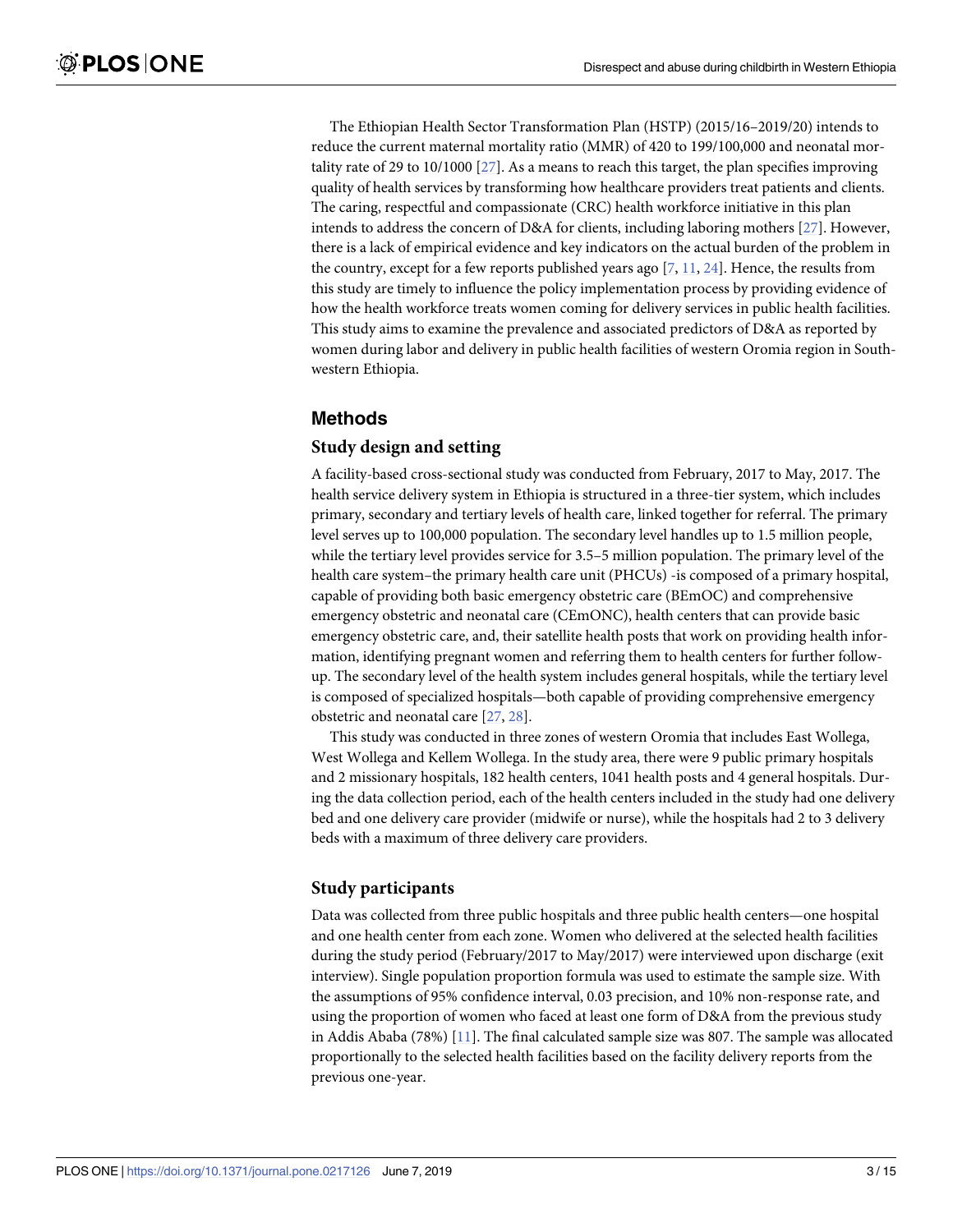The Ethiopian Health Sector Transformation Plan (HSTP) (2015/16–2019/20) intends to reduce the current maternal mortality ratio (MMR) of 420 to 199/100,000 and neonatal mortality rate of 29 to 10/1000 [27]. As a means to reach this target, the plan specifies improving quality of health services by transforming how healthcare providers treat patients and clients. The caring, respectful and compassionate (CRC) health workforce initiative in this plan intends to address the concern of D&A for clients, including laboring mothers [27]. However, there is a lack of empirical evidence and key indicators on the actual burden of the problem in the country, except for a few reports published years ago [7, 11, 24]. Hence, the results from this study are timely to influence the policy implementation process by providing evidence of how the health workforce treats women coming for delivery services in public health facilities. This study aims to examine the prevalence and associated predictors of D&A as reported by women during labor and delivery in public health facilities of western Oromia region in Southwestern Ethiopia.

## Methods

### Study design and setting

A facility-based cross-sectional study was conducted from February, 2017 to May, 2017. The health service delivery system in Ethiopia is structured in a three-tier system, which includes primary, secondary and tertiary levels of health care, linked together for referral. The primary level serves up to 100,000 population. The secondary level handles up to 1.5 million people, while the tertiary level provides service for 3.5–5 million population. The primary level of the health care system–the primary health care unit (PHCUs) -is composed of a primary hospital, capable of providing both basic emergency obstetric care (BEmOC) and comprehensive emergency obstetric and neonatal care (CEmONC), health centers that can provide basic emergency obstetric care, and, their satellite health posts that work on providing health information, identifying pregnant women and referring them to health centers for further follow-up. The secondary level of the health system includes general hospitals, while the tertiary level is composed of specialized hospitals—both capable of providing comprehensive emergency obstetric and neonatal care [27, 28].

This study was conducted in three zones of western Oromia that includes East Wollega, West Wollega and Kellem Wollega. In the study area, there were 9 public primary hospitals and 2 missionary hospitals, 182 health centers, 1041 health posts and 4 general hospitals. During the data collection period, each of the health centers included in the study had one delivery bed and one delivery care provider (midwife or nurse), while the hospitals had 2 to 3 delivery beds with a maximum of three delivery care providers.

### Study participants

Data was collected from three public hospitals and three public health centers—one hospital and one health center from each zone. Women who delivered at the selected health facilities during the study period (February/2017 to May/2017) were interviewed upon discharge (exit interview). Single population proportion formula was used to estimate the sample size. With the assumptions of 95% confidence interval, 0.03 precision, and 10% non-response rate, and using the proportion of women who faced at least one form of D&A from the previous study in Addis Ababa (78%) [11]. The final calculated sample size was 807. The sample was allocated proportionally to the selected health facilities based on the facility delivery reports from the previous one-year.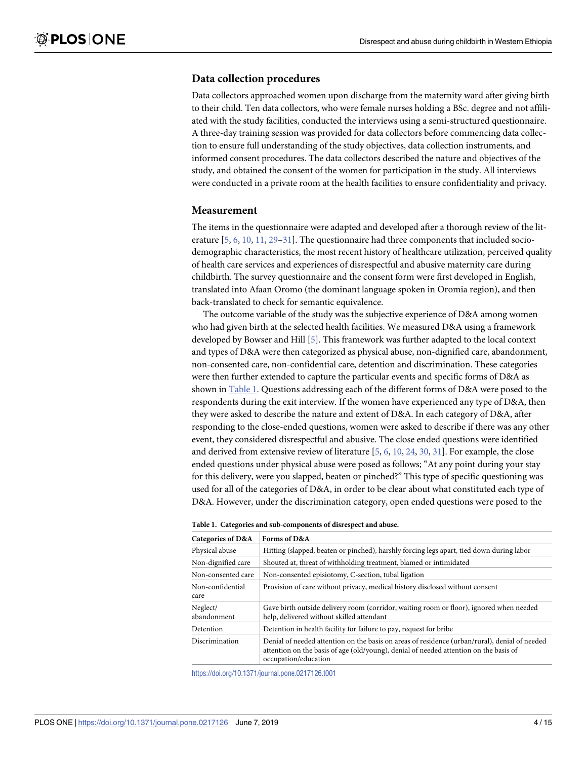## Data collection procedures

Data collectors approached women upon discharge from the maternity ward after giving birth to their child. Ten data collectors, who were female nurses holding a BSc. degree and not affiliated with the study facilities, conducted the interviews using a semi-structured questionnaire. A three-day training session was provided for data collectors before commencing data collection to ensure full understanding of the study objectives, data collection instruments, and informed consent procedures. The data collectors described the nature and objectives of the study, and obtained the consent of the women for participation in the study. All interviews were conducted in a private room at the health facilities to ensure confidentiality and privacy.

## Measurement

The items in the questionnaire were adapted and developed after a thorough review of the literature [5, 6, 10, 11, 29–31]. The questionnaire had three components that included socio-demographic characteristics, the most recent history of healthcare utilization, perceived quality of health care services and experiences of disrespectful and abusive maternity care during childbirth. The survey questionnaire and the consent form were first developed in English, translated into Afaan Oromo (the dominant language spoken in Oromia region), and then back-translated to check for semantic equivalence.

The outcome variable of the study was the subjective experience of D&A among women who had given birth at the selected health facilities. We measured D&A using a framework developed by Bowser and Hill [5]. This framework was further adapted to the local context and types of D&A were then categorized as physical abuse, non-dignified care, abandonment, non-consented care, non-confidential care, detention and discrimination. These categories were then further extended to capture the particular events and specific forms of D&A as shown in Table 1. Questions addressing each of the different forms of D&A were posed to the respondents during the exit interview. If the women have experienced any type of D&A, then they were asked to describe the nature and extent of D&A. In each category of D&A, after responding to the close-ended questions, women were asked to describe if there was any other event, they considered disrespectful and abusive. The close ended questions were identified and derived from extensive review of literature [5, 6, 10, 24, 30, 31]. For example, the close ended questions under physical abuse were posed as follows; "At any point during your stay for this delivery, were you slapped, beaten or pinched?" This type of specific questioning was used for all of the categories of D&A, in order to be clear about what constituted each type of D&A. However, under the discrimination category, open ended questions were posed to the

**Table 1. Categories and sub-components of disrespect and abuse.**

| Categories of D&A | Forms of D&A |
|---|---|
| Physical abuse | Hitting (slapped, beaten or pinched), harshly forcing legs apart, tied down during labor |
| Non-dignified care | Shouted at, threat of withholding treatment, blamed or intimidated |
| Non-consented care | Non-consented episiotomy, C-section, tubal ligation |
| Non-confidential care | Provision of care without privacy, medical history disclosed without consent |
| Neglect/ abandonment | Gave birth outside delivery room (corridor, waiting room or floor), ignored when needed help, delivered without skilled attendant |
| Detention | Detention in health facility for failure to pay, request for bribe |
| Discrimination | Denial of needed attention on the basis on areas of residence (urban/rural), denial of needed attention on the basis of age (old/young), denial of needed attention on the basis of occupation/education |

https://doi.org/10.1371/journal.pone.0217126.t001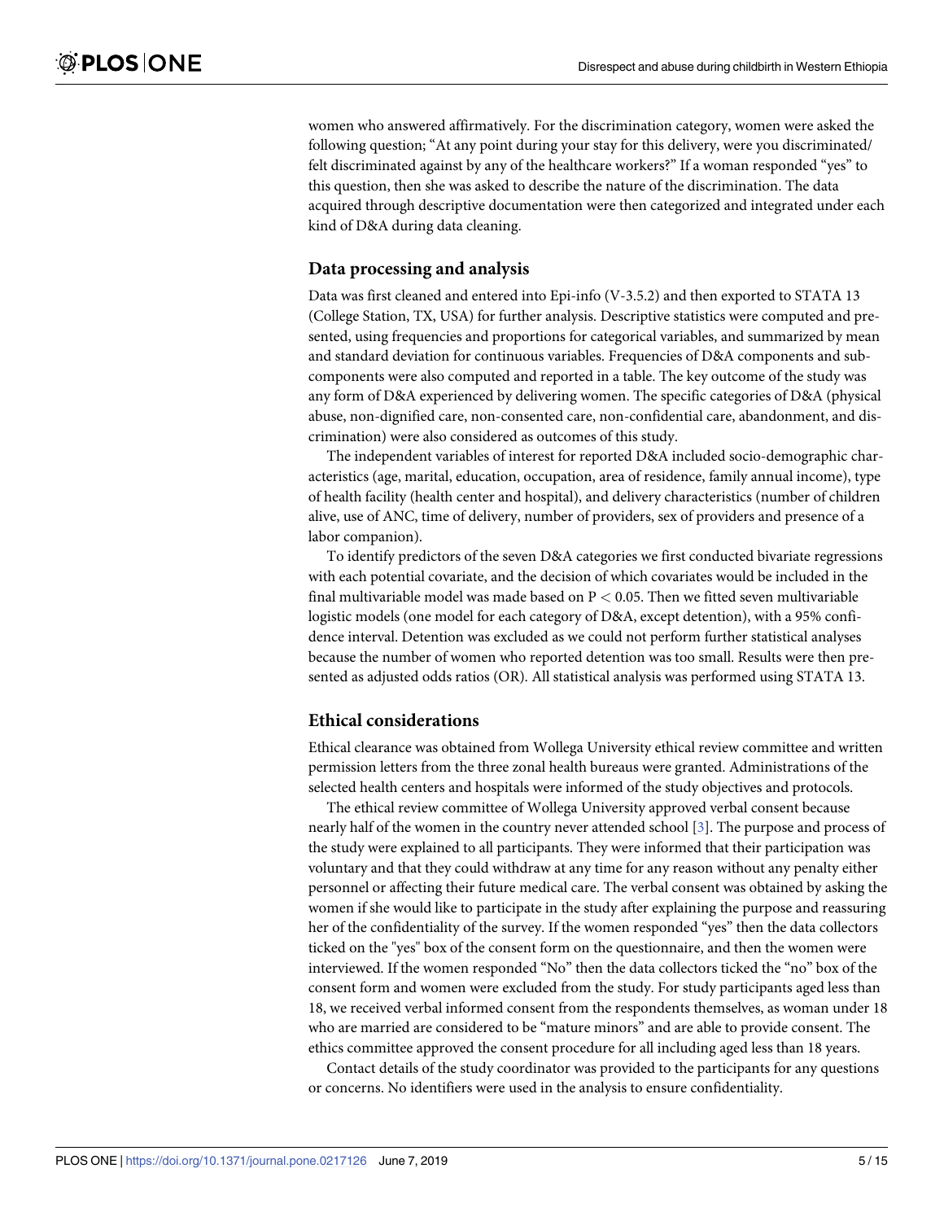women who answered affirmatively. For the discrimination category, women were asked the following question; "At any point during your stay for this delivery, were you discriminated/ felt discriminated against by any of the healthcare workers?" If a woman responded "yes" to this question, then she was asked to describe the nature of the discrimination. The data acquired through descriptive documentation were then categorized and integrated under each kind of D&A during data cleaning.

## Data processing and analysis

Data was first cleaned and entered into Epi-info (V-3.5.2) and then exported to STATA 13 (College Station, TX, USA) for further analysis. Descriptive statistics were computed and presented, using frequencies and proportions for categorical variables, and summarized by mean and standard deviation for continuous variables. Frequencies of D&A components and subcomponents were also computed and reported in a table. The key outcome of the study was any form of D&A experienced by delivering women. The specific categories of D&A (physical abuse, non-dignified care, non-consented care, non-confidential care, abandonment, and discrimination) were also considered as outcomes of this study.

The independent variables of interest for reported D&A included socio-demographic characteristics (age, marital, education, occupation, area of residence, family annual income), type of health facility (health center and hospital), and delivery characteristics (number of children alive, use of ANC, time of delivery, number of providers, sex of providers and presence of a labor companion).

To identify predictors of the seven D&A categories we first conducted bivariate regressions with each potential covariate, and the decision of which covariates would be included in the final multivariable model was made based on $P < 0.05$. Then we fitted seven multivariable logistic models (one model for each category of D&A, except detention), with a 95% confidence interval. Detention was excluded as we could not perform further statistical analyses because the number of women who reported detention was too small. Results were then presented as adjusted odds ratios (OR). All statistical analysis was performed using STATA 13.

## Ethical considerations

Ethical clearance was obtained from Wollega University ethical review committee and written permission letters from the three zonal health bureaus were granted. Administrations of the selected health centers and hospitals were informed of the study objectives and protocols.

The ethical review committee of Wollega University approved verbal consent because nearly half of the women in the country never attended school [3]. The purpose and process of the study were explained to all participants. They were informed that their participation was voluntary and that they could withdraw at any time for any reason without any penalty either personnel or affecting their future medical care. The verbal consent was obtained by asking the women if she would like to participate in the study after explaining the purpose and reassuring her of the confidentiality of the survey. If the women responded "yes" then the data collectors ticked on the "yes" box of the consent form on the questionnaire, and then the women were interviewed. If the women responded "No" then the data collectors ticked the "no" box of the consent form and women were excluded from the study. For study participants aged less than 18, we received verbal informed consent from the respondents themselves, as woman under 18 who are married are considered to be "mature minors" and are able to provide consent. The ethics committee approved the consent procedure for all including aged less than 18 years.

Contact details of the study coordinator was provided to the participants for any questions or concerns. No identifiers were used in the analysis to ensure confidentiality.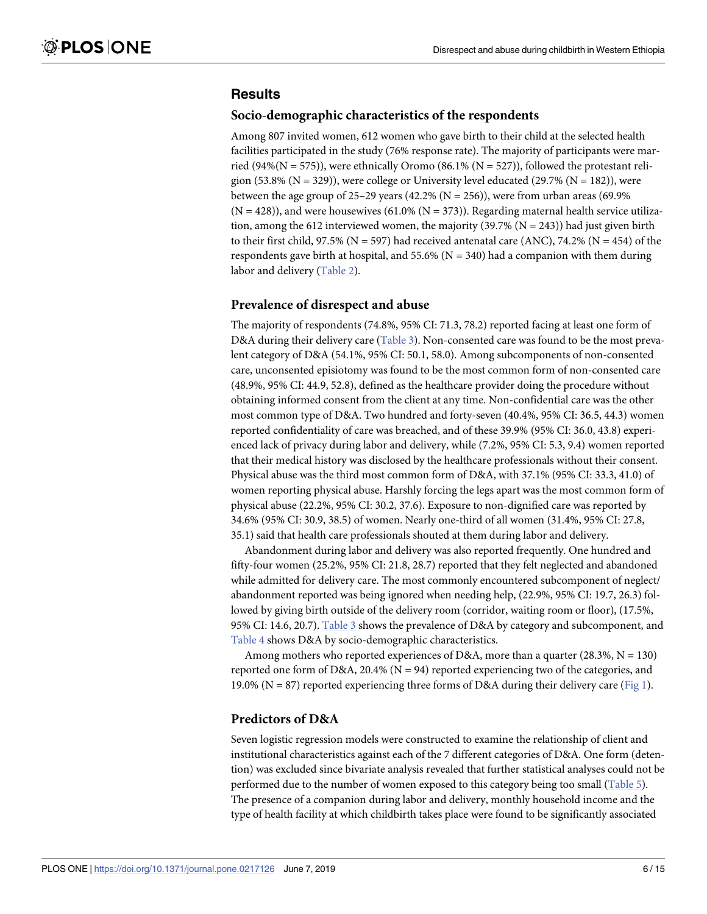## Results

### Socio-demographic characteristics of the respondents

Among 807 invited women, 612 women who gave birth to their child at the selected health facilities participated in the study (76% response rate). The majority of participants were married (94%(N = 575)), were ethnically Oromo (86.1% (N = 527)), followed the protestant religion (53.8% (N = 329)), were college or University level educated (29.7% (N = 182)), were between the age group of 25–29 years (42.2% (N = 256)), were from urban areas (69.9% (N = 428)), and were housewives (61.0% (N = 373)). Regarding maternal health service utilization, among the 612 interviewed women, the majority (39.7% (N = 243)) had just given birth to their first child, 97.5% (N = 597) had received antenatal care (ANC), 74.2% (N = 454) of the respondents gave birth at hospital, and 55.6% (N = 340) had a companion with them during labor and delivery (Table 2).

### Prevalence of disrespect and abuse

The majority of respondents (74.8%, 95% CI: 71.3, 78.2) reported facing at least one form of D&A during their delivery care (Table 3). Non-consented care was found to be the most prevalent category of D&A (54.1%, 95% CI: 50.1, 58.0). Among subcomponents of non-consented care, unconsented episiotomy was found to be the most common form of non-consented care (48.9%, 95% CI: 44.9, 52.8), defined as the healthcare provider doing the procedure without obtaining informed consent from the client at any time. Non-confidential care was the other most common type of D&A. Two hundred and forty-seven (40.4%, 95% CI: 36.5, 44.3) women reported confidentiality of care was breached, and of these 39.9% (95% CI: 36.0, 43.8) experienced lack of privacy during labor and delivery, while (7.2%, 95% CI: 5.3, 9.4) women reported that their medical history was disclosed by the healthcare professionals without their consent. Physical abuse was the third most common form of D&A, with 37.1% (95% CI: 33.3, 41.0) of women reporting physical abuse. Harshly forcing the legs apart was the most common form of physical abuse (22.2%, 95% CI: 30.2, 37.6). Exposure to non-dignified care was reported by 34.6% (95% CI: 30.9, 38.5) of women. Nearly one-third of all women (31.4%, 95% CI: 27.8, 35.1) said that health care professionals shouted at them during labor and delivery.

Abandonment during labor and delivery was also reported frequently. One hundred and fifty-four women (25.2%, 95% CI: 21.8, 28.7) reported that they felt neglected and abandoned while admitted for delivery care. The most commonly encountered subcomponent of neglect/abandonment reported was being ignored when needing help, (22.9%, 95% CI: 19.7, 26.3) followed by giving birth outside of the delivery room (corridor, waiting room or floor), (17.5%, 95% CI: 14.6, 20.7). Table 3 shows the prevalence of D&A by category and subcomponent, and Table 4 shows D&A by socio-demographic characteristics.

Among mothers who reported experiences of D&A, more than a quarter (28.3%, N = 130) reported one form of D&A, 20.4% (N = 94) reported experiencing two of the categories, and 19.0% (N = 87) reported experiencing three forms of D&A during their delivery care (Fig 1).

### Predictors of D&A

Seven logistic regression models were constructed to examine the relationship of client and institutional characteristics against each of the 7 different categories of D&A. One form (detention) was excluded since bivariate analysis revealed that further statistical analyses could not be performed due to the number of women exposed to this category being too small (Table 5). The presence of a companion during labor and delivery, monthly household income and the type of health facility at which childbirth takes place were found to be significantly associated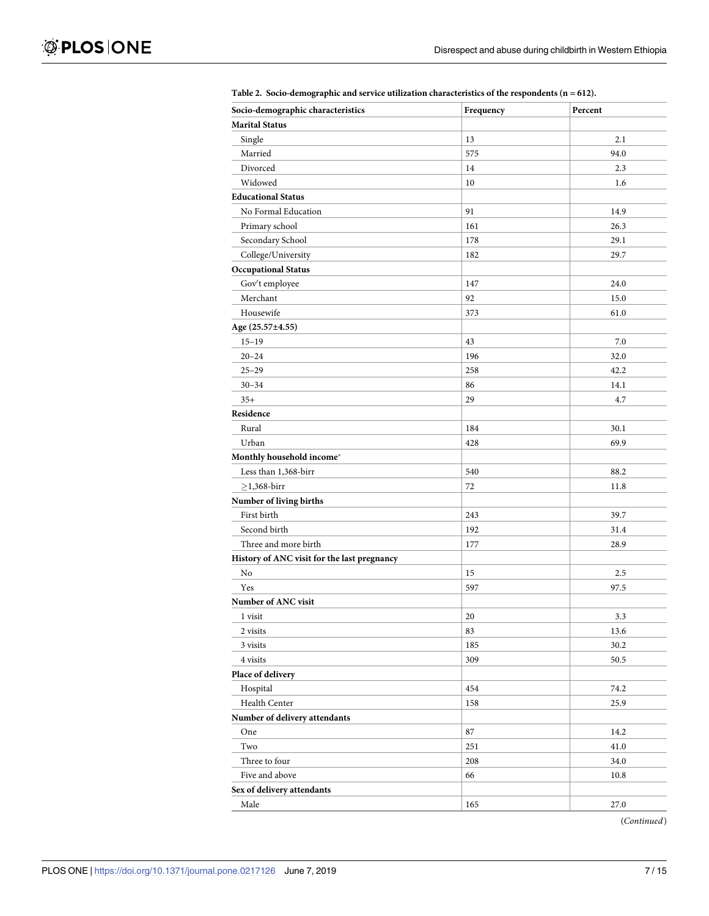Table 2. Socio-demographic and service utilization characteristics of the respondents (n = 612).

| Socio-demographic characteristics | Frequency | Percent |
| --- | --- | --- |
| **Marital Status** | | |
| Single | 13 | 2.1 |
| Married | 575 | 94.0 |
| Divorced | 14 | 2.3 |
| Widowed | 10 | 1.6 |
| **Educational Status** | | |
| No Formal Education | 91 | 14.9 |
| Primary school | 161 | 26.3 |
| Secondary School | 178 | 29.1 |
| College/University | 182 | 29.7 |
| **Occupational Status** | | |
| Gov't employee | 147 | 24.0 |
| Merchant | 92 | 15.0 |
| Housewife | 373 | 61.0 |
| **Age (25.57±4.55)** | | |
| 15–19 | 43 | 7.0 |
| 20–24 | 196 | 32.0 |
| 25–29 | 258 | 42.2 |
| 30–34 | 86 | 14.1 |
| 35+ | 29 | 4.7 |
| **Residence** | | |
| Rural | 184 | 30.1 |
| Urban | 428 | 69.9 |
| **Monthly household income*** | | |
| Less than 1,368-birr | 540 | 88.2 |
| ≥1,368-birr | 72 | 11.8 |
| **Number of living births** | | |
| First birth | 243 | 39.7 |
| Second birth | 192 | 31.4 |
| Three and more birth | 177 | 28.9 |
| **History of ANC visit for the last pregnancy** | | |
| No | 15 | 2.5 |
| Yes | 597 | 97.5 |
| **Number of ANC visit** | | |
| 1 visit | 20 | 3.3 |
| 2 visits | 83 | 13.6 |
| 3 visits | 185 | 30.2 |
| 4 visits | 309 | 50.5 |
| **Place of delivery** | | |
| Hospital | 454 | 74.2 |
| Health Center | 158 | 25.9 |
| **Number of delivery attendants** | | |
| One | 87 | 14.2 |
| Two | 251 | 41.0 |
| Three to four | 208 | 34.0 |
| Five and above | 66 | 10.8 |
| **Sex of delivery attendants** | | |
| Male | 165 | 27.0 |

(*Continued*)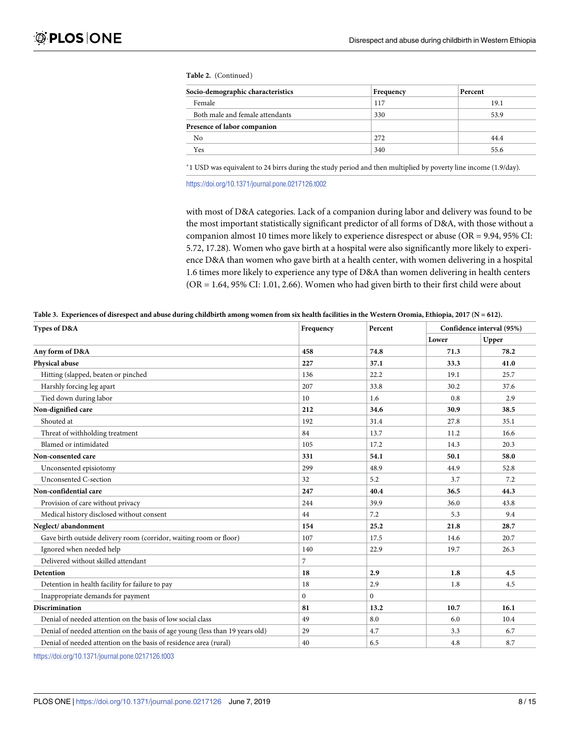**Table 2.** (Continued)

| Socio-demographic characteristics | Frequency | Percent |
|---|---|---|
| Female | 117 | 19.1 |
| Both male and female attendants | 330 | 53.9 |
| **Presence of labor companion** | | |
| No | 272 | 44.4 |
| Yes | 340 | 55.6 |

*1 USD was equivalent to 24 birrs during the study period and then multiplied by poverty line income (1.9/day).

https://doi.org/10.1371/journal.pone.0217126.t002

with most of D&A categories. Lack of a companion during labor and delivery was found to be the most important statistically significant predictor of all forms of D&A, with those without a companion almost 10 times more likely to experience disrespect or abuse (OR = 9.94, 95% CI: 5.72, 17.28). Women who gave birth at a hospital were also significantly more likely to experience D&A than women who gave birth at a health center, with women delivering in a hospital 1.6 times more likely to experience any type of D&A than women delivering in health centers (OR = 1.64, 95% CI: 1.01, 2.66). Women who had given birth to their first child were about

**Table 3. Experiences of disrespect and abuse during childbirth among women from six health facilities in the Western Oromia, Ethiopia, 2017 (N = 612).**

| Types of D&A | Frequency | Percent | Confidence interval (95%) | |
|---|---|---|---|---|
| | | | Lower | Upper |
| **Any form of D&A** | **458** | **74.8** | **71.3** | **78.2** |
| **Physical abuse** | **227** | **37.1** | **33.3** | **41.0** |
| Hitting (slapped, beaten or pinched | 136 | 22.2 | 19.1 | 25.7 |
| Harshly forcing leg apart | 207 | 33.8 | 30.2 | 37.6 |
| Tied down during labor | 10 | 1.6 | 0.8 | 2.9 |
| **Non-dignified care** | **212** | **34.6** | **30.9** | **38.5** |
| Shouted at | 192 | 31.4 | 27.8 | 35.1 |
| Threat of withholding treatment | 84 | 13.7 | 11.2 | 16.6 |
| Blamed or intimidated | 105 | 17.2 | 14.3 | 20.3 |
| **Non-consented care** | **331** | **54.1** | **50.1** | **58.0** |
| Unconsented episiotomy | 299 | 48.9 | 44.9 | 52.8 |
| Unconsented C-section | 32 | 5.2 | 3.7 | 7.2 |
| **Non-confidential care** | **247** | **40.4** | **36.5** | **44.3** |
| Provision of care without privacy | 244 | 39.9 | 36.0 | 43.8 |
| Medical history disclosed without consent | 44 | 7.2 | 5.3 | 9.4 |
| **Neglect/ abandonment** | **154** | **25.2** | **21.8** | **28.7** |
| Gave birth outside delivery room (corridor, waiting room or floor) | 107 | 17.5 | 14.6 | 20.7 |
| Ignored when needed help | 140 | 22.9 | 19.7 | 26.3 |
| Delivered without skilled attendant | 7 | | | |
| **Detention** | **18** | **2.9** | **1.8** | **4.5** |
| Detention in health facility for failure to pay | 18 | 2.9 | 1.8 | 4.5 |
| Inappropriate demands for payment | 0 | 0 | | |
| **Discrimination** | **81** | **13.2** | **10.7** | **16.1** |
| Denial of needed attention on the basis of low social class | 49 | 8.0 | 6.0 | 10.4 |
| Denial of needed attention on the basis of age young (less than 19 years old) | 29 | 4.7 | 3.3 | 6.7 |
| Denial of needed attention on the basis of residence area (rural) | 40 | 6.5 | 4.8 | 8.7 |

https://doi.org/10.1371/journal.pone.0217126.t003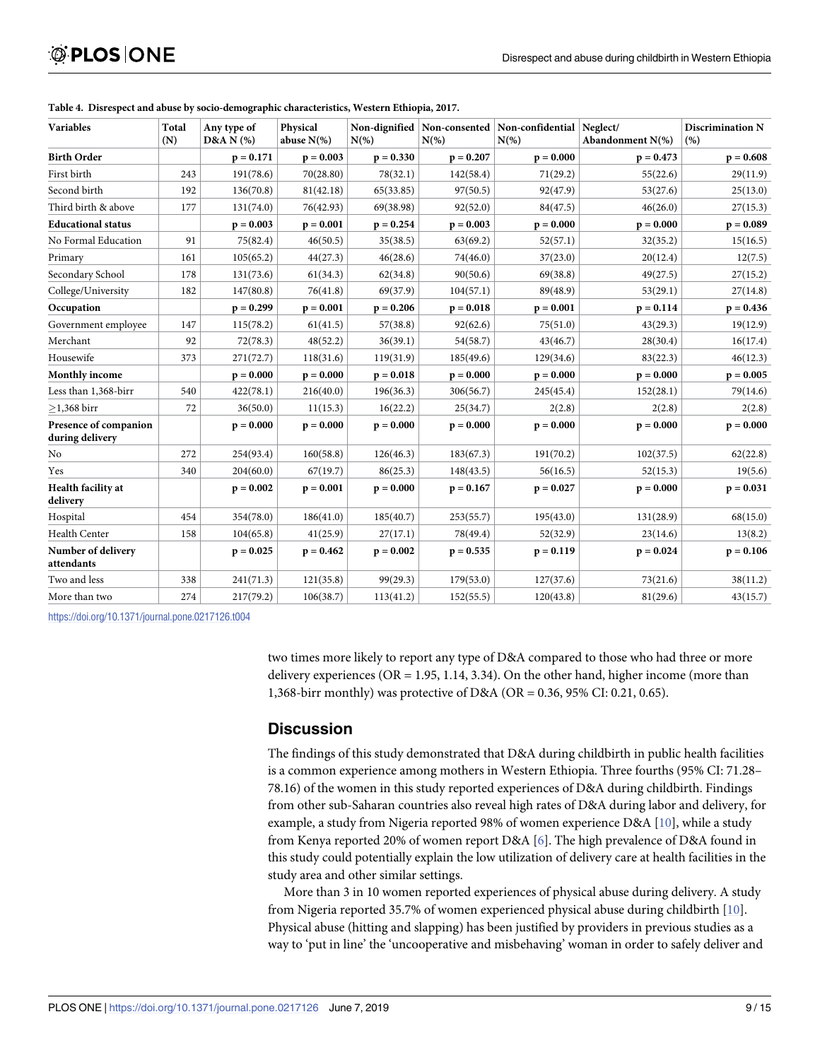**Table 4. Disrespect and abuse by socio-demographic characteristics, Western Ethiopia, 2017.**

| Variables | Total (N) | Any type of D&A N (%) | Physical abuse N(%) | Non-dignified N(%) | Non-consented N(%) | Non-confidential N(%) | Neglect/ Abandonment N(%) | Discrimination N (%) |
|---|---|---|---|---|---|---|---|---|
| **Birth Order** | | **p = 0.171** | **p = 0.003** | **p = 0.330** | **p = 0.207** | **p = 0.000** | **p = 0.473** | **p = 0.608** |
| First birth | 243 | 191(78.6) | 70(28.80) | 78(32.1) | 142(58.4) | 71(29.2) | 55(22.6) | 29(11.9) |
| Second birth | 192 | 136(70.8) | 81(42.18) | 65(33.85) | 97(50.5) | 92(47.9) | 53(27.6) | 25(13.0) |
| Third birth & above | 177 | 131(74.0) | 76(42.93) | 69(38.98) | 92(52.0) | 84(47.5) | 46(26.0) | 27(15.3) |
| **Educational status** | | **p = 0.003** | **p = 0.001** | **p = 0.254** | **p = 0.003** | **p = 0.000** | **p = 0.000** | **p = 0.089** |
| No Formal Education | 91 | 75(82.4) | 46(50.5) | 35(38.5) | 63(69.2) | 52(57.1) | 32(35.2) | 15(16.5) |
| Primary | 161 | 105(65.2) | 44(27.3) | 46(28.6) | 74(46.0) | 37(23.0) | 20(12.4) | 12(7.5) |
| Secondary School | 178 | 131(73.6) | 61(34.3) | 62(34.8) | 90(50.6) | 69(38.8) | 49(27.5) | 27(15.2) |
| College/University | 182 | 147(80.8) | 76(41.8) | 69(37.9) | 104(57.1) | 89(48.9) | 53(29.1) | 27(14.8) |
| **Occupation** | | **p = 0.299** | **p = 0.001** | **p = 0.206** | **p = 0.018** | **p = 0.001** | **p = 0.114** | **p = 0.436** |
| Government employee | 147 | 115(78.2) | 61(41.5) | 57(38.8) | 92(62.6) | 75(51.0) | 43(29.3) | 19(12.9) |
| Merchant | 92 | 72(78.3) | 48(52.2) | 36(39.1) | 54(58.7) | 43(46.7) | 28(30.4) | 16(17.4) |
| Housewife | 373 | 271(72.7) | 118(31.6) | 119(31.9) | 185(49.6) | 129(34.6) | 83(22.3) | 46(12.3) |
| **Monthly income** | | **p = 0.000** | **p = 0.000** | **p = 0.018** | **p = 0.000** | **p = 0.000** | **p = 0.000** | **p = 0.005** |
| Less than 1,368-birr | 540 | 422(78.1) | 216(40.0) | 196(36.3) | 306(56.7) | 245(45.4) | 152(28.1) | 79(14.6) |
| ≥1,368 birr | 72 | 36(50.0) | 11(15.3) | 16(22.2) | 25(34.7) | 2(2.8) | 2(2.8) | 2(2.8) |
| **Presence of companion during delivery** | | **p = 0.000** | **p = 0.000** | **p = 0.000** | **p = 0.000** | **p = 0.000** | **p = 0.000** | **p = 0.000** |
| No | 272 | 254(93.4) | 160(58.8) | 126(46.3) | 183(67.3) | 191(70.2) | 102(37.5) | 62(22.8) |
| Yes | 340 | 204(60.0) | 67(19.7) | 86(25.3) | 148(43.5) | 56(16.5) | 52(15.3) | 19(5.6) |
| **Health facility at delivery** | | **p = 0.002** | **p = 0.001** | **p = 0.000** | **p = 0.167** | **p = 0.027** | **p = 0.000** | **p = 0.031** |
| Hospital | 454 | 354(78.0) | 186(41.0) | 185(40.7) | 253(55.7) | 195(43.0) | 131(28.9) | 68(15.0) |
| Health Center | 158 | 104(65.8) | 41(25.9) | 27(17.1) | 78(49.4) | 52(32.9) | 23(14.6) | 13(8.2) |
| **Number of delivery attendants** | | **p = 0.025** | **p = 0.462** | **p = 0.002** | **p = 0.535** | **p = 0.119** | **p = 0.024** | **p = 0.106** |
| Two and less | 338 | 241(71.3) | 121(35.8) | 99(29.3) | 179(53.0) | 127(37.6) | 73(21.6) | 38(11.2) |
| More than two | 274 | 217(79.2) | 106(38.7) | 113(41.2) | 152(55.5) | 120(43.8) | 81(29.6) | 43(15.7) |

https://doi.org/10.1371/journal.pone.0217126.t004

two times more likely to report any type of D&A compared to those who had three or more delivery experiences (OR = 1.95, 1.14, 3.34). On the other hand, higher income (more than 1,368-birr monthly) was protective of D&A (OR = 0.36, 95% CI: 0.21, 0.65).

## Discussion

The findings of this study demonstrated that D&A during childbirth in public health facilities is a common experience among mothers in Western Ethiopia. Three fourths (95% CI: 71.28–78.16) of the women in this study reported experiences of D&A during childbirth. Findings from other sub-Saharan countries also reveal high rates of D&A during labor and delivery, for example, a study from Nigeria reported 98% of women experience D&A [10], while a study from Kenya reported 20% of women report D&A [6]. The high prevalence of D&A found in this study could potentially explain the low utilization of delivery care at health facilities in the study area and other similar settings.

More than 3 in 10 women reported experiences of physical abuse during delivery. A study from Nigeria reported 35.7% of women experienced physical abuse during childbirth [10]. Physical abuse (hitting and slapping) has been justified by providers in previous studies as a way to 'put in line' the 'uncooperative and misbehaving' woman in order to safely deliver and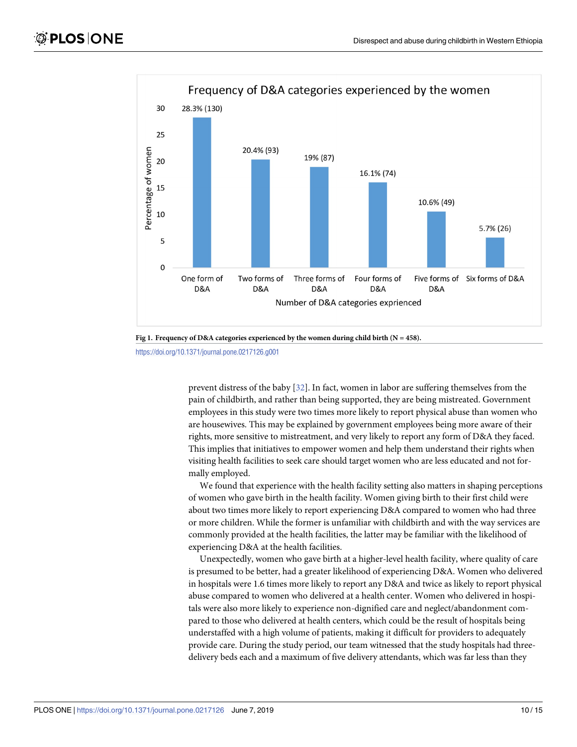Fig 1. Frequency of D&A categories experienced by the women during child birth (N = 458).

https://doi.org/10.1371/journal.pone.0217126.g001

prevent distress of the baby [32]. In fact, women in labor are suffering themselves from the pain of childbirth, and rather than being supported, they are being mistreated. Government employees in this study were two times more likely to report physical abuse than women who are housewives. This may be explained by government employees being more aware of their rights, more sensitive to mistreatment, and very likely to report any form of D&A they faced. This implies that initiatives to empower women and help them understand their rights when visiting health facilities to seek care should target women who are less educated and not formally employed.

We found that experience with the health facility setting also matters in shaping perceptions of women who gave birth in the health facility. Women giving birth to their first child were about two times more likely to report experiencing D&A compared to women who had three or more children. While the former is unfamiliar with childbirth and with the way services are commonly provided at the health facilities, the latter may be familiar with the likelihood of experiencing D&A at the health facilities.

Unexpectedly, women who gave birth at a higher-level health facility, where quality of care is presumed to be better, had a greater likelihood of experiencing D&A. Women who delivered in hospitals were 1.6 times more likely to report any D&A and twice as likely to report physical abuse compared to women who delivered at a health center. Women who delivered in hospitals were also more likely to experience non-dignified care and neglect/abandonment compared to those who delivered at health centers, which could be the result of hospitals being understaffed with a high volume of patients, making it difficult for providers to adequately provide care. During the study period, our team witnessed that the study hospitals had three-delivery beds each and a maximum of five delivery attendants, which was far less than they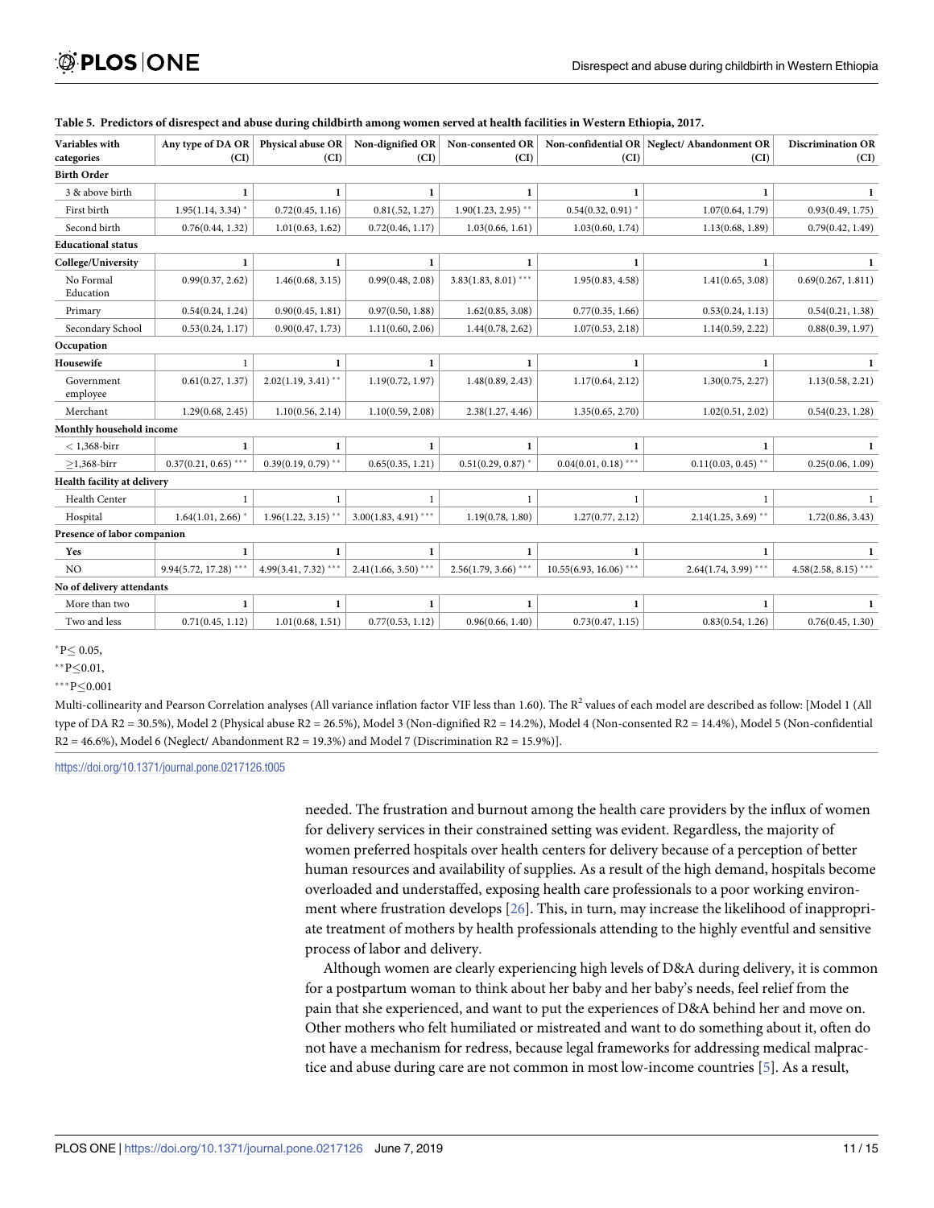**Table 5. Predictors of disrespect and abuse during childbirth among women served at health facilities in Western Ethiopia, 2017.**

| Variables with categories | Any type of DA OR (CI) | Physical abuse OR (CI) | Non-dignified OR (CI) | Non-consented OR (CI) | Non-confidential OR (CI) | Neglect/ Abandonment OR (CI) | Discrimination OR (CI) |
|---|---|---|---|---|---|---|---|
| **Birth Order** | | | | | | | |
| 3 & above birth | 1 | 1 | 1 | 1 | 1 | 1 | 1 |
| First birth | 1.95(1.14, 3.34) * | 0.72(0.45, 1.16) | 0.81(.52, 1.27) | 1.90(1.23, 2.95) ** | 0.54(0.32, 0.91) * | 1.07(0.64, 1.79) | 0.93(0.49, 1.75) |
| Second birth | 0.76(0.44, 1.32) | 1.01(0.63, 1.62) | 0.72(0.46, 1.17) | 1.03(0.66, 1.61) | 1.03(0.60, 1.74) | 1.13(0.68, 1.89) | 0.79(0.42, 1.49) |
| **Educational status** | | | | | | | |
| **College/University** | 1 | 1 | 1 | 1 | 1 | 1 | 1 |
| No Formal Education | 0.99(0.37, 2.62) | 1.46(0.68, 3.15) | 0.99(0.48, 2.08) | 3.83(1.83, 8.01) *** | 1.95(0.83, 4.58) | 1.41(0.65, 3.08) | 0.69(0.267, 1.811) |
| Primary | 0.54(0.24, 1.24) | 0.90(0.45, 1.81) | 0.97(0.50, 1.88) | 1.62(0.85, 3.08) | 0.77(0.35, 1.66) | 0.53(0.24, 1.13) | 0.54(0.21, 1.38) |
| Secondary School | 0.53(0.24, 1.17) | 0.90(0.47, 1.73) | 1.11(0.60, 2.06) | 1.44(0.78, 2.62) | 1.07(0.53, 2.18) | 1.14(0.59, 2.22) | 0.88(0.39, 1.97) |
| **Occupation** | | | | | | | |
| **Housewife** | 1 | 1 | 1 | 1 | 1 | 1 | 1 |
| Government employee | 0.61(0.27, 1.37) | 2.02(1.19, 3.41) ** | 1.19(0.72, 1.97) | 1.48(0.89, 2.43) | 1.17(0.64, 2.12) | 1.30(0.75, 2.27) | 1.13(0.58, 2.21) |
| Merchant | 1.29(0.68, 2.45) | 1.10(0.56, 2.14) | 1.10(0.59, 2.08) | 2.38(1.27, 4.46) | 1.35(0.65, 2.70) | 1.02(0.51, 2.02) | 0.54(0.23, 1.28) |
| **Monthly household income** | | | | | | | |
| < 1,368-birr | 1 | 1 | 1 | 1 | 1 | 1 | 1 |
| ≥1,368-birr | 0.37(0.21, 0.65) *** | 0.39(0.19, 0.79) ** | 0.65(0.35, 1.21) | 0.51(0.29, 0.87) * | 0.04(0.01, 0.18) *** | 0.11(0.03, 0.45) ** | 0.25(0.06, 1.09) |
| **Health facility at delivery** | | | | | | | |
| Health Center | 1 | 1 | 1 | 1 | 1 | 1 | 1 |
| Hospital | 1.64(1.01, 2.66) * | 1.96(1.22, 3.15) ** | 3.00(1.83, 4.91) *** | 1.19(0.78, 1.80) | 1.27(0.77, 2.12) | 2.14(1.25, 3.69) ** | 1.72(0.86, 3.43) |
| **Presence of labor companion** | | | | | | | |
| **Yes** | 1 | 1 | 1 | 1 | 1 | 1 | 1 |
| NO | 9.94(5.72, 17.28) *** | 4.99(3.41, 7.32) *** | 2.41(1.66, 3.50) *** | 2.56(1.79, 3.66) *** | 10.55(6.93, 16.06) *** | 2.64(1.74, 3.99) *** | 4.58(2.58, 8.15) *** |
| **No of delivery attendants** | | | | | | | |
| More than two | 1 | 1 | 1 | 1 | 1 | 1 | 1 |
| Two and less | 0.71(0.45, 1.12) | 1.01(0.68, 1.51) | 0.77(0.53, 1.12) | 0.96(0.66, 1.40) | 0.73(0.47, 1.15) | 0.83(0.54, 1.26) | 0.76(0.45, 1.30) |

*P≤ 0.05,

**P≤0.01,

***P≤0.001

Multi-collinearity and Pearson Correlation analyses (All variance inflation factor VIF less than 1.60). The $R^2$ values of each model are described as follow: [Model 1 (All type of DA R2 = 30.5%), Model 2 (Physical abuse R2 = 26.5%), Model 3 (Non-dignified R2 = 14.2%), Model 4 (Non-consented R2 = 14.4%), Model 5 (Non-confidential R2 = 46.6%), Model 6 (Neglect/ Abandonment R2 = 19.3%) and Model 7 (Discrimination R2 = 15.9%)].

https://doi.org/10.1371/journal.pone.0217126.t005

needed. The frustration and burnout among the health care providers by the influx of women for delivery services in their constrained setting was evident. Regardless, the majority of women preferred hospitals over health centers for delivery because of a perception of better human resources and availability of supplies. As a result of the high demand, hospitals become overloaded and understaffed, exposing health care professionals to a poor working environment where frustration develops [26]. This, in turn, may increase the likelihood of inappropriate treatment of mothers by health professionals attending to the highly eventful and sensitive process of labor and delivery.

Although women are clearly experiencing high levels of D&A during delivery, it is common for a postpartum woman to think about her baby and her baby's needs, feel relief from the pain that she experienced, and want to put the experiences of D&A behind her and move on. Other mothers who felt humiliated or mistreated and want to do something about it, often do not have a mechanism for redress, because legal frameworks for addressing medical malpractice and abuse during care are not common in most low-income countries [5]. As a result,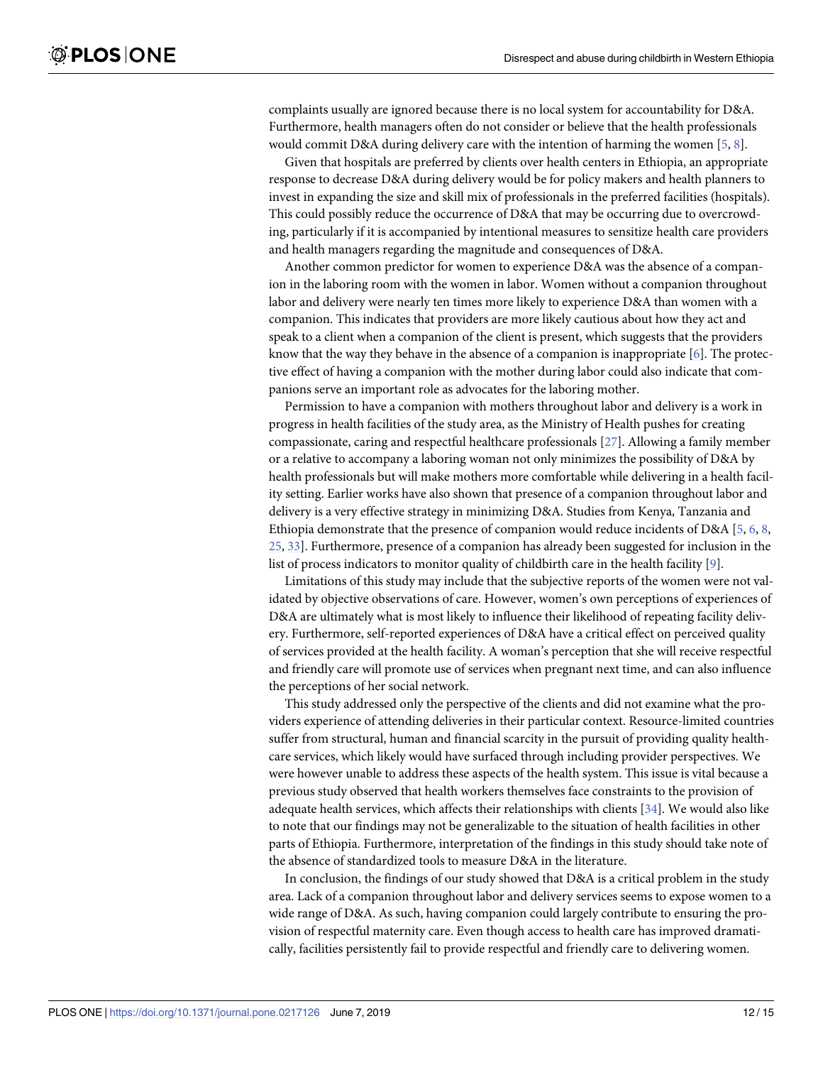complaints usually are ignored because there is no local system for accountability for D&A. Furthermore, health managers often do not consider or believe that the health professionals would commit D&A during delivery care with the intention of harming the women [5, 8].

Given that hospitals are preferred by clients over health centers in Ethiopia, an appropriate response to decrease D&A during delivery would be for policy makers and health planners to invest in expanding the size and skill mix of professionals in the preferred facilities (hospitals). This could possibly reduce the occurrence of D&A that may be occurring due to overcrowding, particularly if it is accompanied by intentional measures to sensitize health care providers and health managers regarding the magnitude and consequences of D&A.

Another common predictor for women to experience D&A was the absence of a companion in the laboring room with the women in labor. Women without a companion throughout labor and delivery were nearly ten times more likely to experience D&A than women with a companion. This indicates that providers are more likely cautious about how they act and speak to a client when a companion of the client is present, which suggests that the providers know that the way they behave in the absence of a companion is inappropriate [6]. The protective effect of having a companion with the mother during labor could also indicate that companions serve an important role as advocates for the laboring mother.

Permission to have a companion with mothers throughout labor and delivery is a work in progress in health facilities of the study area, as the Ministry of Health pushes for creating compassionate, caring and respectful healthcare professionals [27]. Allowing a family member or a relative to accompany a laboring woman not only minimizes the possibility of D&A by health professionals but will make mothers more comfortable while delivering in a health facility setting. Earlier works have also shown that presence of a companion throughout labor and delivery is a very effective strategy in minimizing D&A. Studies from Kenya, Tanzania and Ethiopia demonstrate that the presence of companion would reduce incidents of D&A [5, 6, 8, 25, 33]. Furthermore, presence of a companion has already been suggested for inclusion in the list of process indicators to monitor quality of childbirth care in the health facility [9].

Limitations of this study may include that the subjective reports of the women were not validated by objective observations of care. However, women's own perceptions of experiences of D&A are ultimately what is most likely to influence their likelihood of repeating facility delivery. Furthermore, self-reported experiences of D&A have a critical effect on perceived quality of services provided at the health facility. A woman's perception that she will receive respectful and friendly care will promote use of services when pregnant next time, and can also influence the perceptions of her social network.

This study addressed only the perspective of the clients and did not examine what the providers experience of attending deliveries in their particular context. Resource-limited countries suffer from structural, human and financial scarcity in the pursuit of providing quality healthcare services, which likely would have surfaced through including provider perspectives. We were however unable to address these aspects of the health system. This issue is vital because a previous study observed that health workers themselves face constraints to the provision of adequate health services, which affects their relationships with clients [34]. We would also like to note that our findings may not be generalizable to the situation of health facilities in other parts of Ethiopia. Furthermore, interpretation of the findings in this study should take note of the absence of standardized tools to measure D&A in the literature.

In conclusion, the findings of our study showed that D&A is a critical problem in the study area. Lack of a companion throughout labor and delivery services seems to expose women to a wide range of D&A. As such, having companion could largely contribute to ensuring the provision of respectful maternity care. Even though access to health care has improved dramatically, facilities persistently fail to provide respectful and friendly care to delivering women.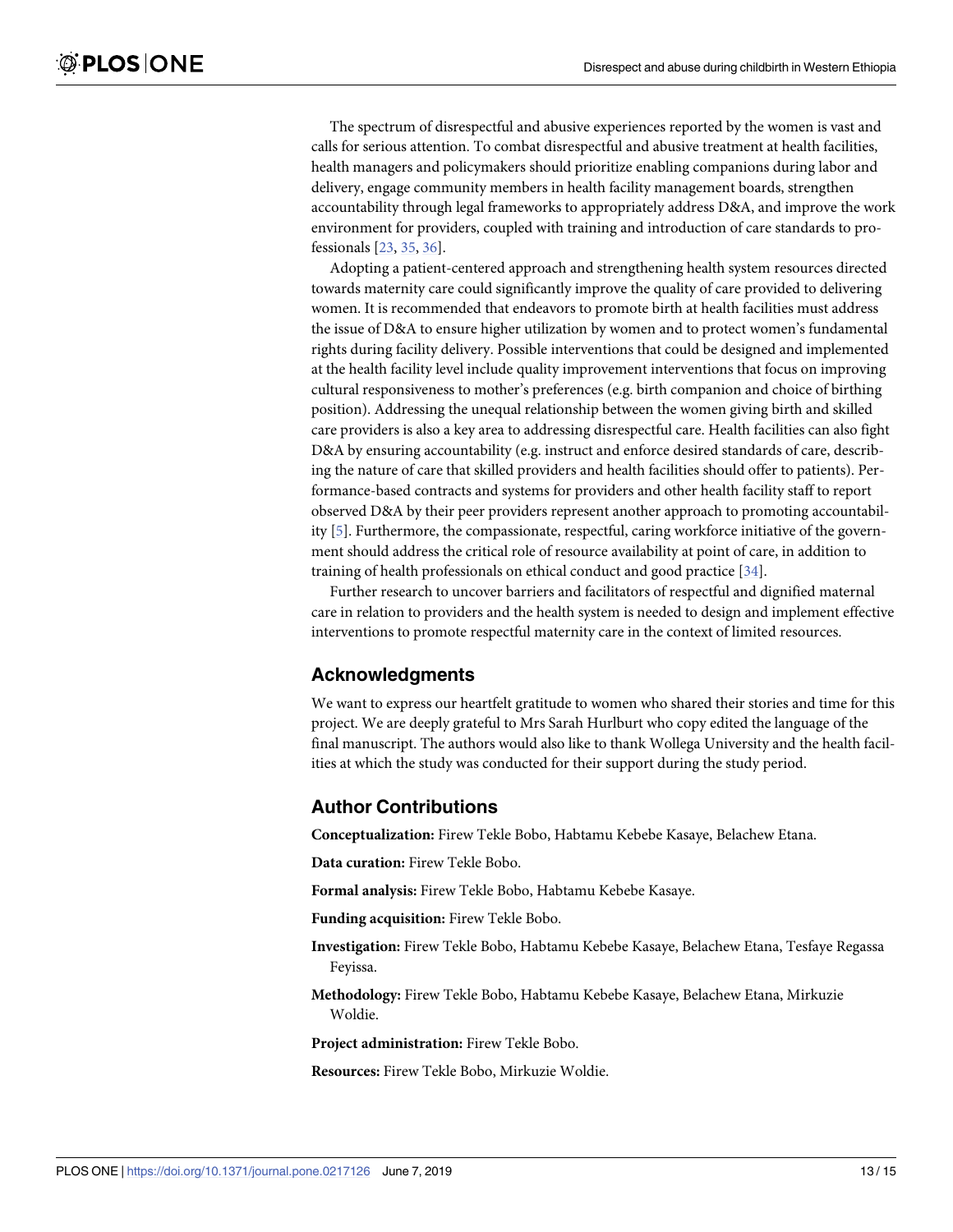The spectrum of disrespectful and abusive experiences reported by the women is vast and calls for serious attention. To combat disrespectful and abusive treatment at health facilities, health managers and policymakers should prioritize enabling companions during labor and delivery, engage community members in health facility management boards, strengthen accountability through legal frameworks to appropriately address D&A, and improve the work environment for providers, coupled with training and introduction of care standards to professionals [23, 35, 36].

Adopting a patient-centered approach and strengthening health system resources directed towards maternity care could significantly improve the quality of care provided to delivering women. It is recommended that endeavors to promote birth at health facilities must address the issue of D&A to ensure higher utilization by women and to protect women's fundamental rights during facility delivery. Possible interventions that could be designed and implemented at the health facility level include quality improvement interventions that focus on improving cultural responsiveness to mother's preferences (e.g. birth companion and choice of birthing position). Addressing the unequal relationship between the women giving birth and skilled care providers is also a key area to addressing disrespectful care. Health facilities can also fight D&A by ensuring accountability (e.g. instruct and enforce desired standards of care, describing the nature of care that skilled providers and health facilities should offer to patients). Performance-based contracts and systems for providers and other health facility staff to report observed D&A by their peer providers represent another approach to promoting accountability [5]. Furthermore, the compassionate, respectful, caring workforce initiative of the government should address the critical role of resource availability at point of care, in addition to training of health professionals on ethical conduct and good practice [34].

Further research to uncover barriers and facilitators of respectful and dignified maternal care in relation to providers and the health system is needed to design and implement effective interventions to promote respectful maternity care in the context of limited resources.

## Acknowledgments

We want to express our heartfelt gratitude to women who shared their stories and time for this project. We are deeply grateful to Mrs Sarah Hurlburt who copy edited the language of the final manuscript. The authors would also like to thank Wollega University and the health facilities at which the study was conducted for their support during the study period.

## Author Contributions

**Conceptualization:** Firew Tekle Bobo, Habtamu Kebebe Kasaye, Belachew Etana.

**Data curation:** Firew Tekle Bobo.

**Formal analysis:** Firew Tekle Bobo, Habtamu Kebebe Kasaye.

**Funding acquisition:** Firew Tekle Bobo.

**Investigation:** Firew Tekle Bobo, Habtamu Kebebe Kasaye, Belachew Etana, Tesfaye Regassa Feyissa.

**Methodology:** Firew Tekle Bobo, Habtamu Kebebe Kasaye, Belachew Etana, Mirkuzie Woldie.

**Project administration:** Firew Tekle Bobo.

**Resources:** Firew Tekle Bobo, Mirkuzie Woldie.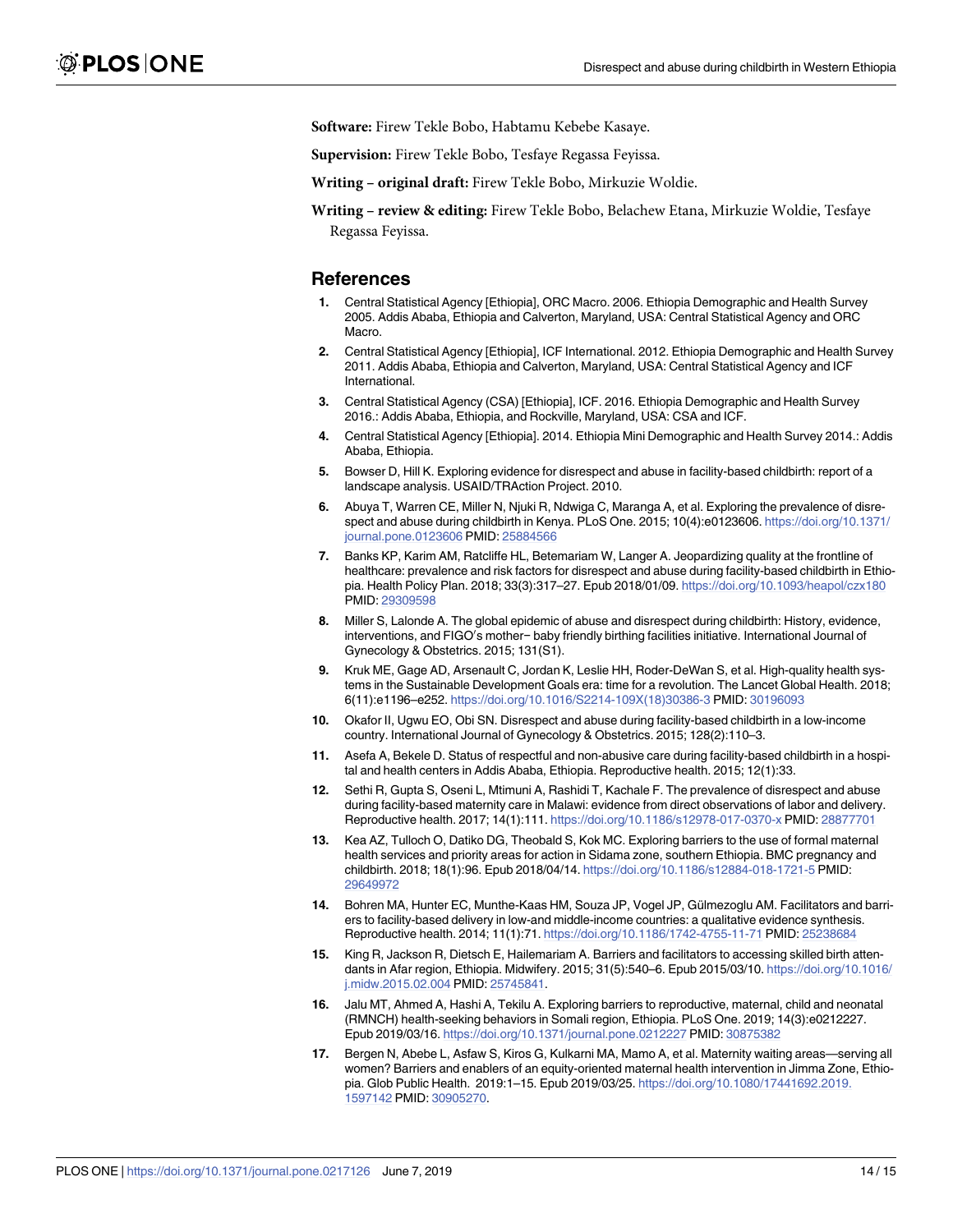**Software:** Firew Tekle Bobo, Habtamu Kebebe Kasaye.

**Supervision:** Firew Tekle Bobo, Tesfaye Regassa Feyissa.

**Writing – original draft:** Firew Tekle Bobo, Mirkuzie Woldie.

**Writing – review & editing:** Firew Tekle Bobo, Belachew Etana, Mirkuzie Woldie, Tesfaye Regassa Feyissa.

## References

1. Central Statistical Agency [Ethiopia], ORC Macro. 2006. Ethiopia Demographic and Health Survey 2005. Addis Ababa, Ethiopia and Calverton, Maryland, USA: Central Statistical Agency and ORC Macro.
2. Central Statistical Agency [Ethiopia], ICF International. 2012. Ethiopia Demographic and Health Survey 2011. Addis Ababa, Ethiopia and Calverton, Maryland, USA: Central Statistical Agency and ICF International.
3. Central Statistical Agency (CSA) [Ethiopia], ICF. 2016. Ethiopia Demographic and Health Survey 2016.: Addis Ababa, Ethiopia, and Rockville, Maryland, USA: CSA and ICF.
4. Central Statistical Agency [Ethiopia]. 2014. Ethiopia Mini Demographic and Health Survey 2014.: Addis Ababa, Ethiopia.
5. Bowser D, Hill K. Exploring evidence for disrespect and abuse in facility-based childbirth: report of a landscape analysis. USAID/TRAction Project. 2010.
6. Abuya T, Warren CE, Miller N, Njuki R, Ndwiga C, Maranga A, et al. Exploring the prevalence of disrespect and abuse during childbirth in Kenya. PLoS One. 2015; 10(4):e0123606. https://doi.org/10.1371/journal.pone.0123606 PMID: 25884566
7. Banks KP, Karim AM, Ratcliffe HL, Betemariam W, Langer A. Jeopardizing quality at the frontline of healthcare: prevalence and risk factors for disrespect and abuse during facility-based childbirth in Ethiopia. Health Policy Plan. 2018; 33(3):317–27. Epub 2018/01/09. https://doi.org/10.1093/heapol/czx180 PMID: 29309598
8. Miller S, Lalonde A. The global epidemic of abuse and disrespect during childbirth: History, evidence, interventions, and FIGO's mother− baby friendly birthing facilities initiative. International Journal of Gynecology & Obstetrics. 2015; 131(S1).
9. Kruk ME, Gage AD, Arsenault C, Jordan K, Leslie HH, Roder-DeWan S, et al. High-quality health systems in the Sustainable Development Goals era: time for a revolution. The Lancet Global Health. 2018; 6(11):e1196–e252. https://doi.org/10.1016/S2214-109X(18)30386-3 PMID: 30196093
10. Okafor II, Ugwu EO, Obi SN. Disrespect and abuse during facility-based childbirth in a low-income country. International Journal of Gynecology & Obstetrics. 2015; 128(2):110–3.
11. Asefa A, Bekele D. Status of respectful and non-abusive care during facility-based childbirth in a hospital and health centers in Addis Ababa, Ethiopia. Reproductive health. 2015; 12(1):33.
12. Sethi R, Gupta S, Oseni L, Mtimuni A, Rashidi T, Kachale F. The prevalence of disrespect and abuse during facility-based maternity care in Malawi: evidence from direct observations of labor and delivery. Reproductive health. 2017; 14(1):111. https://doi.org/10.1186/s12978-017-0370-x PMID: 28877701
13. Kea AZ, Tulloch O, Datiko DG, Theobald S, Kok MC. Exploring barriers to the use of formal maternal health services and priority areas for action in Sidama zone, southern Ethiopia. BMC pregnancy and childbirth. 2018; 18(1):96. Epub 2018/04/14. https://doi.org/10.1186/s12884-018-1721-5 PMID: 29649972
14. Bohren MA, Hunter EC, Munthe-Kaas HM, Souza JP, Vogel JP, Gülmezoglu AM. Facilitators and barriers to facility-based delivery in low-and middle-income countries: a qualitative evidence synthesis. Reproductive health. 2014; 11(1):71. https://doi.org/10.1186/1742-4755-11-71 PMID: 25238684
15. King R, Jackson R, Dietsch E, Hailemariam A. Barriers and facilitators to accessing skilled birth attendants in Afar region, Ethiopia. Midwifery. 2015; 31(5):540–6. Epub 2015/03/10. https://doi.org/10.1016/j.midw.2015.02.004 PMID: 25745841.
16. Jalu MT, Ahmed A, Hashi A, Tekilu A. Exploring barriers to reproductive, maternal, child and neonatal (RMNCH) health-seeking behaviors in Somali region, Ethiopia. PLoS One. 2019; 14(3):e0212227. Epub 2019/03/16. https://doi.org/10.1371/journal.pone.0212227 PMID: 30875382
17. Bergen N, Abebe L, Asfaw S, Kiros G, Kulkarni MA, Mamo A, et al. Maternity waiting areas—serving all women? Barriers and enablers of an equity-oriented maternal health intervention in Jimma Zone, Ethiopia. Glob Public Health. 2019:1–15. Epub 2019/03/25. https://doi.org/10.1080/17441692.2019.1597142 PMID: 30905270.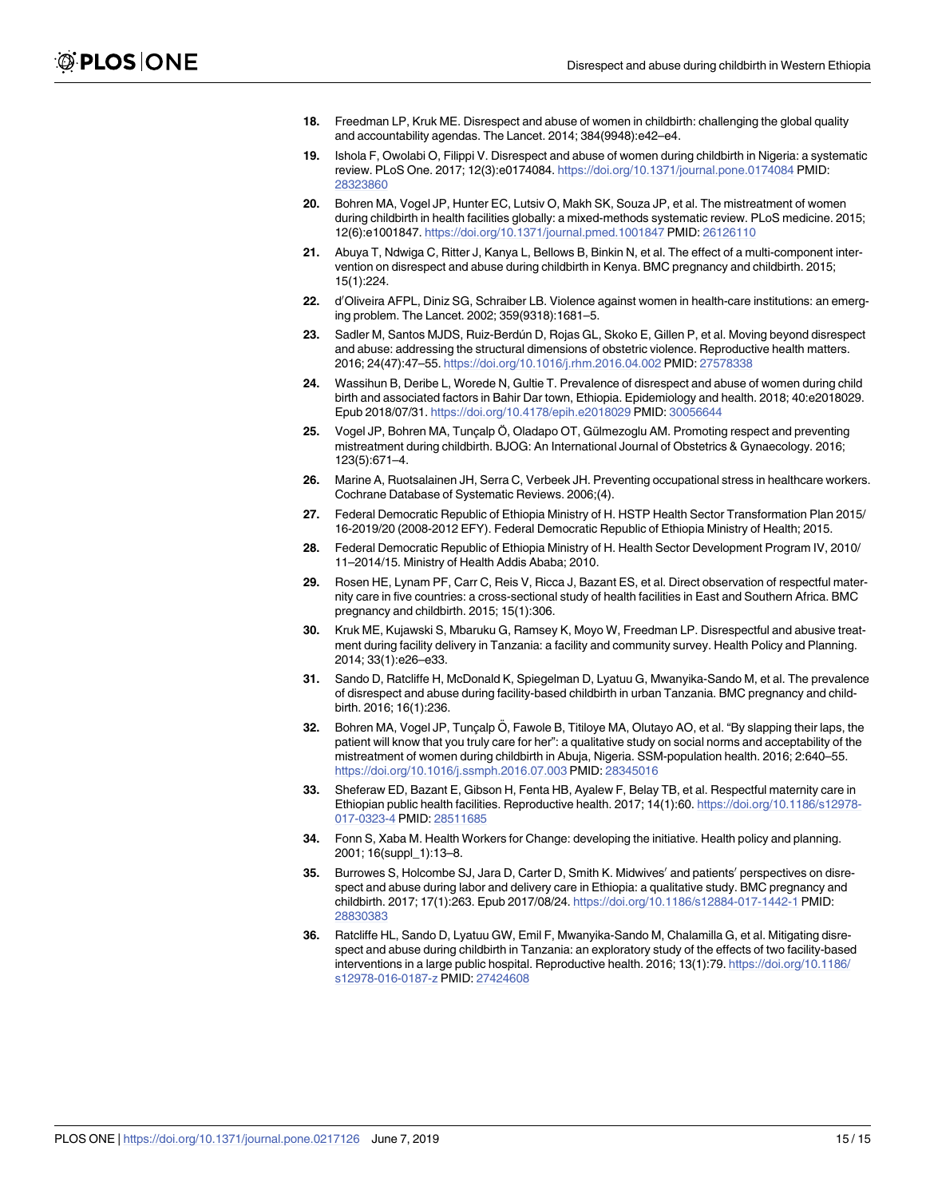18. Freedman LP, Kruk ME. Disrespect and abuse of women in childbirth: challenging the global quality and accountability agendas. The Lancet. 2014; 384(9948):e42–e4.
19. Ishola F, Owolabi O, Filippi V. Disrespect and abuse of women during childbirth in Nigeria: a systematic review. PLoS One. 2017; 12(3):e0174084. https://doi.org/10.1371/journal.pone.0174084 PMID: 28323860
20. Bohren MA, Vogel JP, Hunter EC, Lutsiv O, Makh SK, Souza JP, et al. The mistreatment of women during childbirth in health facilities globally: a mixed-methods systematic review. PLoS medicine. 2015; 12(6):e1001847. https://doi.org/10.1371/journal.pmed.1001847 PMID: 26126110
21. Abuya T, Ndwiga C, Ritter J, Kanya L, Bellows B, Binkin N, et al. The effect of a multi-component intervention on disrespect and abuse during childbirth in Kenya. BMC pregnancy and childbirth. 2015; 15(1):224.
22. d'Oliveira AFPL, Diniz SG, Schraiber LB. Violence against women in health-care institutions: an emerging problem. The Lancet. 2002; 359(9318):1681–5.
23. Sadler M, Santos MJDS, Ruiz-Berdún D, Rojas GL, Skoko E, Gillen P, et al. Moving beyond disrespect and abuse: addressing the structural dimensions of obstetric violence. Reproductive health matters. 2016; 24(47):47–55. https://doi.org/10.1016/j.rhm.2016.04.002 PMID: 27578338
24. Wassihun B, Deribe L, Worede N, Gultie T. Prevalence of disrespect and abuse of women during child birth and associated factors in Bahir Dar town, Ethiopia. Epidemiology and health. 2018; 40:e2018029. Epub 2018/07/31. https://doi.org/10.4178/epih.e2018029 PMID: 30056644
25. Vogel JP, Bohren MA, Tunçalp Ö, Oladapo OT, Gülmezoglu AM. Promoting respect and preventing mistreatment during childbirth. BJOG: An International Journal of Obstetrics & Gynaecology. 2016; 123(5):671–4.
26. Marine A, Ruotsalainen JH, Serra C, Verbeek JH. Preventing occupational stress in healthcare workers. Cochrane Database of Systematic Reviews. 2006;(4).
27. Federal Democratic Republic of Ethiopia Ministry of H. HSTP Health Sector Transformation Plan 2015/16-2019/20 (2008-2012 EFY). Federal Democratic Republic of Ethiopia Ministry of Health; 2015.
28. Federal Democratic Republic of Ethiopia Ministry of H. Health Sector Development Program IV, 2010/11–2014/15. Ministry of Health Addis Ababa; 2010.
29. Rosen HE, Lynam PF, Carr C, Reis V, Ricca J, Bazant ES, et al. Direct observation of respectful maternity care in five countries: a cross-sectional study of health facilities in East and Southern Africa. BMC pregnancy and childbirth. 2015; 15(1):306.
30. Kruk ME, Kujawski S, Mbaruku G, Ramsey K, Moyo W, Freedman LP. Disrespectful and abusive treatment during facility delivery in Tanzania: a facility and community survey. Health Policy and Planning. 2014; 33(1):e26–e33.
31. Sando D, Ratcliffe H, McDonald K, Spiegelman D, Lyatuu G, Mwanyika-Sando M, et al. The prevalence of disrespect and abuse during facility-based childbirth in urban Tanzania. BMC pregnancy and childbirth. 2016; 16(1):236.
32. Bohren MA, Vogel JP, Tunçalp Ö, Fawole B, Titiloye MA, Olutayo AO, et al. "By slapping their laps, the patient will know that you truly care for her": a qualitative study on social norms and acceptability of the mistreatment of women during childbirth in Abuja, Nigeria. SSM-population health. 2016; 2:640–55. https://doi.org/10.1016/j.ssmph.2016.07.003 PMID: 28345016
33. Sheferaw ED, Bazant E, Gibson H, Fenta HB, Ayalew F, Belay TB, et al. Respectful maternity care in Ethiopian public health facilities. Reproductive health. 2017; 14(1):60. https://doi.org/10.1186/s12978-017-0323-4 PMID: 28511685
34. Fonn S, Xaba M. Health Workers for Change: developing the initiative. Health policy and planning. 2001; 16(suppl_1):13–8.
35. Burrowes S, Holcombe SJ, Jara D, Carter D, Smith K. Midwives' and patients' perspectives on disrespect and abuse during labor and delivery care in Ethiopia: a qualitative study. BMC pregnancy and childbirth. 2017; 17(1):263. Epub 2017/08/24. https://doi.org/10.1186/s12884-017-1442-1 PMID: 28830383
36. Ratcliffe HL, Sando D, Lyatuu GW, Emil F, Mwanyika-Sando M, Chalamilla G, et al. Mitigating disrespect and abuse during childbirth in Tanzania: an exploratory study of the effects of two facility-based interventions in a large public hospital. Reproductive health. 2016; 13(1):79. https://doi.org/10.1186/s12978-016-0187-z PMID: 27424608